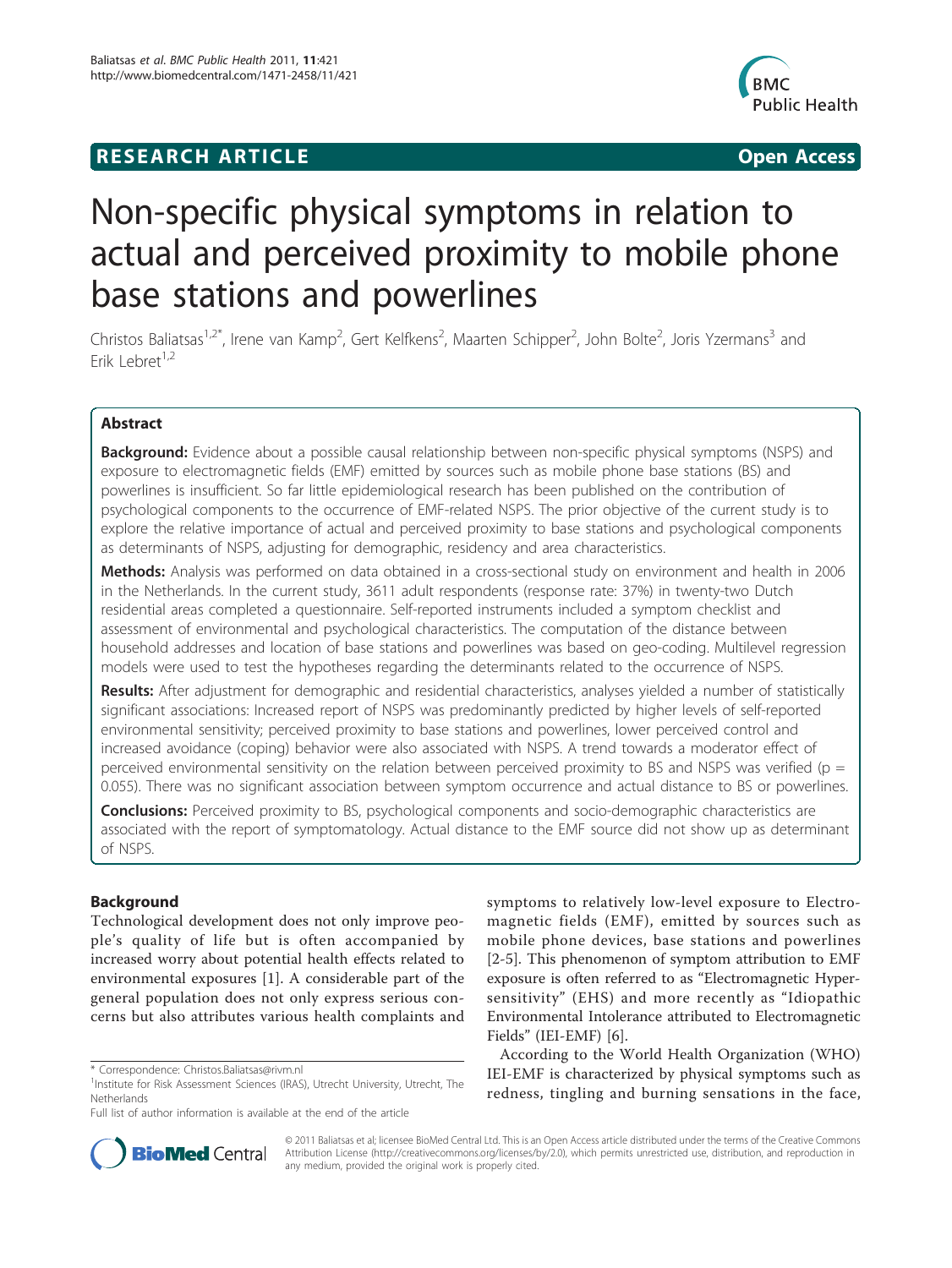**RESEARCH ARTICLE** **Open Access**

# Non-specific physical symptoms in relation to actual and perceived proximity to mobile phone base stations and powerlines

Christos Baliatsas[1,2*], Irene van Kamp[2], Gert Kelfkens[2], Maarten Schipper[2], John Bolte[2], Joris Yzermans[3] and Erik Lebret[1,2]

## Abstract

**Background:** Evidence about a possible causal relationship between non-specific physical symptoms (NSPS) and exposure to electromagnetic fields (EMF) emitted by sources such as mobile phone base stations (BS) and powerlines is insufficient. So far little epidemiological research has been published on the contribution of psychological components to the occurrence of EMF-related NSPS. The prior objective of the current study is to explore the relative importance of actual and perceived proximity to base stations and psychological components as determinants of NSPS, adjusting for demographic, residency and area characteristics.

**Methods:** Analysis was performed on data obtained in a cross-sectional study on environment and health in 2006 in the Netherlands. In the current study, 3611 adult respondents (response rate: 37%) in twenty-two Dutch residential areas completed a questionnaire. Self-reported instruments included a symptom checklist and assessment of environmental and psychological characteristics. The computation of the distance between household addresses and location of base stations and powerlines was based on geo-coding. Multilevel regression models were used to test the hypotheses regarding the determinants related to the occurrence of NSPS.

**Results:** After adjustment for demographic and residential characteristics, analyses yielded a number of statistically significant associations: Increased report of NSPS was predominantly predicted by higher levels of self-reported environmental sensitivity; perceived proximity to base stations and powerlines, lower perceived control and increased avoidance (coping) behavior were also associated with NSPS. A trend towards a moderator effect of perceived environmental sensitivity on the relation between perceived proximity to BS and NSPS was verified ($p = 0.055$). There was no significant association between symptom occurrence and actual distance to BS or powerlines.

**Conclusions:** Perceived proximity to BS, psychological components and socio-demographic characteristics are associated with the report of symptomatology. Actual distance to the EMF source did not show up as determinant of NSPS.

## Background

Technological development does not only improve people's quality of life but is often accompanied by increased worry about potential health effects related to environmental exposures [1]. A considerable part of the general population does not only express serious concerns but also attributes various health complaints and symptoms to relatively low-level exposure to Electromagnetic fields (EMF), emitted by sources such as mobile phone devices, base stations and powerlines [2-5]. This phenomenon of symptom attribution to EMF exposure is often referred to as "Electromagnetic Hypersensitivity" (EHS) and more recently as "Idiopathic Environmental Intolerance attributed to Electromagnetic Fields" (IEI-EMF) [6].

According to the World Health Organization (WHO) IEI-EMF is characterized by physical symptoms such as redness, tingling and burning sensations in the face,

\* Correspondence: Christos.Baliatsas@rivm.nl
[1]Institute for Risk Assessment Sciences (IRAS), Utrecht University, Utrecht, The Netherlands
Full list of author information is available at the end of the article

© 2011 Baliatsas et al; licensee BioMed Central Ltd. This is an Open Access article distributed under the terms of the Creative Commons Attribution License (http://creativecommons.org/licenses/by/2.0), which permits unrestricted use, distribution, and reproduction in any medium, provided the original work is properly cited.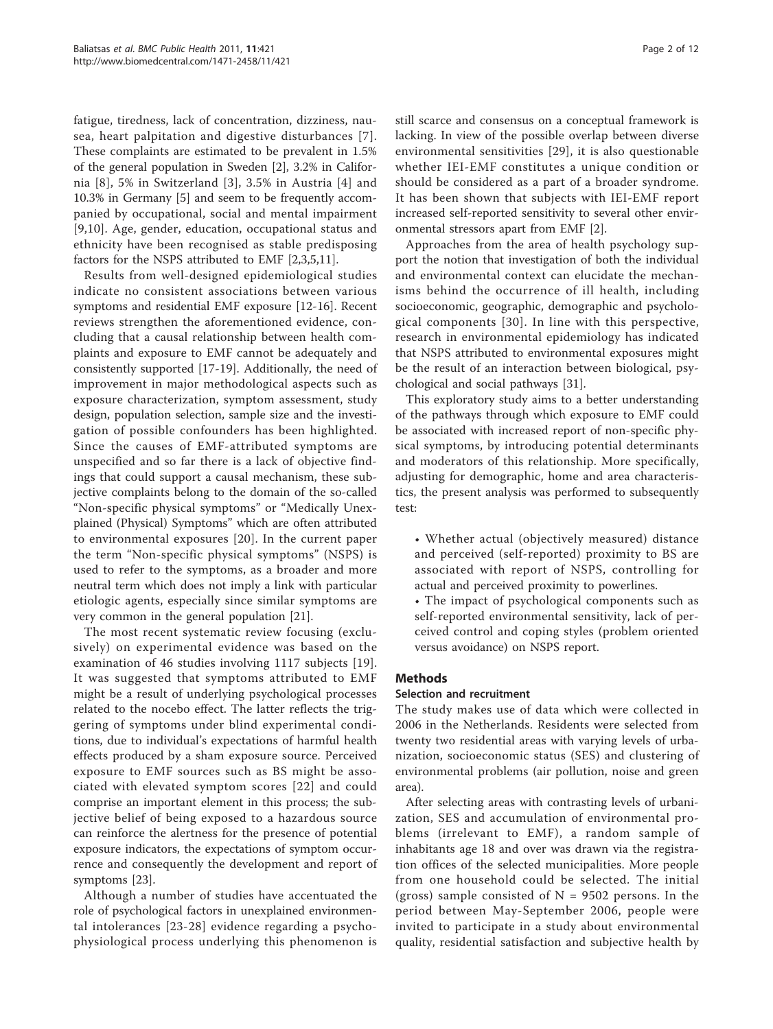fatigue, tiredness, lack of concentration, dizziness, nausea, heart palpitation and digestive disturbances [7]. These complaints are estimated to be prevalent in 1.5% of the general population in Sweden [2], 3.2% in California [8], 5% in Switzerland [3], 3.5% in Austria [4] and 10.3% in Germany [5] and seem to be frequently accompanied by occupational, social and mental impairment [9,10]. Age, gender, education, occupational status and ethnicity have been recognised as stable predisposing factors for the NSPS attributed to EMF [2,3,5,11].

Results from well-designed epidemiological studies indicate no consistent associations between various symptoms and residential EMF exposure [12-16]. Recent reviews strengthen the aforementioned evidence, concluding that a causal relationship between health complaints and exposure to EMF cannot be adequately and consistently supported [17-19]. Additionally, the need of improvement in major methodological aspects such as exposure characterization, symptom assessment, study design, population selection, sample size and the investigation of possible confounders has been highlighted. Since the causes of EMF-attributed symptoms are unspecified and so far there is a lack of objective findings that could support a causal mechanism, these subjective complaints belong to the domain of the so-called "Non-specific physical symptoms" or "Medically Unexplained (Physical) Symptoms" which are often attributed to environmental exposures [20]. In the current paper the term "Non-specific physical symptoms" (NSPS) is used to refer to the symptoms, as a broader and more neutral term which does not imply a link with particular etiologic agents, especially since similar symptoms are very common in the general population [21].

The most recent systematic review focusing (exclusively) on experimental evidence was based on the examination of 46 studies involving 1117 subjects [19]. It was suggested that symptoms attributed to EMF might be a result of underlying psychological processes related to the nocebo effect. The latter reflects the triggering of symptoms under blind experimental conditions, due to individual's expectations of harmful health effects produced by a sham exposure source. Perceived exposure to EMF sources such as BS might be associated with elevated symptom scores [22] and could comprise an important element in this process; the subjective belief of being exposed to a hazardous source can reinforce the alertness for the presence of potential exposure indicators, the expectations of symptom occurrence and consequently the development and report of symptoms [23].

Although a number of studies have accentuated the role of psychological factors in unexplained environmental intolerances [23-28] evidence regarding a psychophysiological process underlying this phenomenon is still scarce and consensus on a conceptual framework is lacking. In view of the possible overlap between diverse environmental sensitivities [29], it is also questionable whether IEI-EMF constitutes a unique condition or should be considered as a part of a broader syndrome. It has been shown that subjects with IEI-EMF report increased self-reported sensitivity to several other environmental stressors apart from EMF [2].

Approaches from the area of health psychology support the notion that investigation of both the individual and environmental context can elucidate the mechanisms behind the occurrence of ill health, including socioeconomic, geographic, demographic and psychological components [30]. In line with this perspective, research in environmental epidemiology has indicated that NSPS attributed to environmental exposures might be the result of an interaction between biological, psychological and social pathways [31].

This exploratory study aims to a better understanding of the pathways through which exposure to EMF could be associated with increased report of non-specific physical symptoms, by introducing potential determinants and moderators of this relationship. More specifically, adjusting for demographic, home and area characteristics, the present analysis was performed to subsequently test:

- Whether actual (objectively measured) distance and perceived (self-reported) proximity to BS are associated with report of NSPS, controlling for actual and perceived proximity to powerlines.
- The impact of psychological components such as self-reported environmental sensitivity, lack of perceived control and coping styles (problem oriented versus avoidance) on NSPS report.

## Methods

### Selection and recruitment

The study makes use of data which were collected in 2006 in the Netherlands. Residents were selected from twenty two residential areas with varying levels of urbanization, socioeconomic status (SES) and clustering of environmental problems (air pollution, noise and green area).

After selecting areas with contrasting levels of urbanization, SES and accumulation of environmental problems (irrelevant to EMF), a random sample of inhabitants age 18 and over was drawn via the registration offices of the selected municipalities. More people from one household could be selected. The initial (gross) sample consisted of N = 9502 persons. In the period between May-September 2006, people were invited to participate in a study about environmental quality, residential satisfaction and subjective health by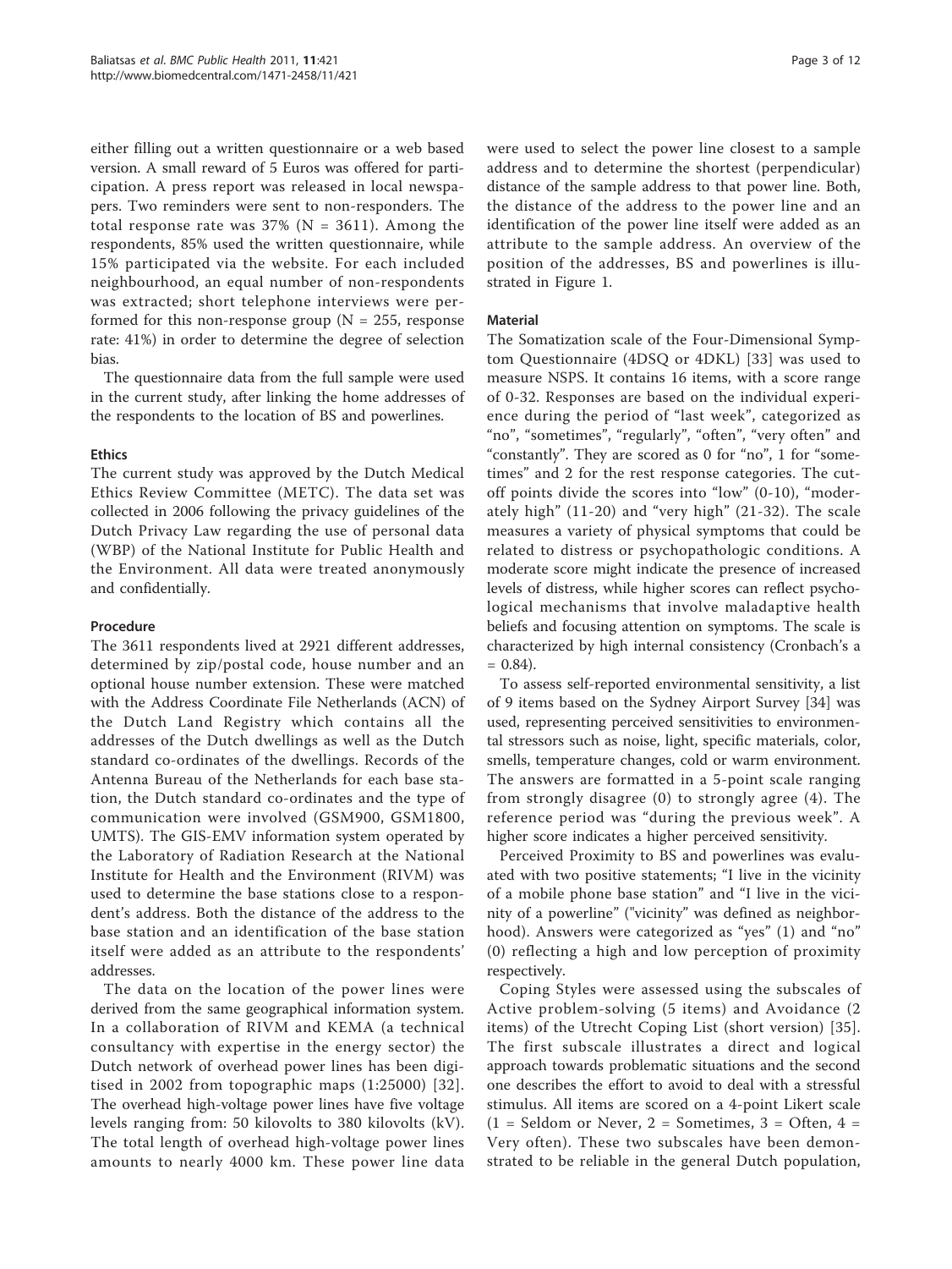either filling out a written questionnaire or a web based version. A small reward of 5 Euros was offered for participation. A press report was released in local newspapers. Two reminders were sent to non-responders. The total response rate was 37% (N = 3611). Among the respondents, 85% used the written questionnaire, while 15% participated via the website. For each included neighbourhood, an equal number of non-respondents was extracted; short telephone interviews were performed for this non-response group (N = 255, response rate: 41%) in order to determine the degree of selection bias.

The questionnaire data from the full sample were used in the current study, after linking the home addresses of the respondents to the location of BS and powerlines.

### Ethics

The current study was approved by the Dutch Medical Ethics Review Committee (METC). The data set was collected in 2006 following the privacy guidelines of the Dutch Privacy Law regarding the use of personal data (WBP) of the National Institute for Public Health and the Environment. All data were treated anonymously and confidentially.

### Procedure

The 3611 respondents lived at 2921 different addresses, determined by zip/postal code, house number and an optional house number extension. These were matched with the Address Coordinate File Netherlands (ACN) of the Dutch Land Registry which contains all the addresses of the Dutch dwellings as well as the Dutch standard co-ordinates of the dwellings. Records of the Antenna Bureau of the Netherlands for each base station, the Dutch standard co-ordinates and the type of communication were involved (GSM900, GSM1800, UMTS). The GIS-EMV information system operated by the Laboratory of Radiation Research at the National Institute for Health and the Environment (RIVM) was used to determine the base stations close to a respondent's address. Both the distance of the address to the base station and an identification of the base station itself were added as an attribute to the respondents' addresses.

The data on the location of the power lines were derived from the same geographical information system. In a collaboration of RIVM and KEMA (a technical consultancy with expertise in the energy sector) the Dutch network of overhead power lines has been digitised in 2002 from topographic maps (1:25000) [32]. The overhead high-voltage power lines have five voltage levels ranging from: 50 kilovolts to 380 kilovolts (kV). The total length of overhead high-voltage power lines amounts to nearly 4000 km. These power line data were used to select the power line closest to a sample address and to determine the shortest (perpendicular) distance of the sample address to that power line. Both, the distance of the address to the power line and an identification of the power line itself were added as an attribute to the sample address. An overview of the position of the addresses, BS and powerlines is illustrated in Figure 1.

### Material

The Somatization scale of the Four-Dimensional Symptom Questionnaire (4DSQ or 4DKL) [33] was used to measure NSPS. It contains 16 items, with a score range of 0-32. Responses are based on the individual experience during the period of "last week", categorized as "no", "sometimes", "regularly", "often", "very often" and "constantly". They are scored as 0 for "no", 1 for "sometimes" and 2 for the rest response categories. The cutoff points divide the scores into "low" (0-10), "moderately high" (11-20) and "very high" (21-32). The scale measures a variety of physical symptoms that could be related to distress or psychopathologic conditions. A moderate score might indicate the presence of increased levels of distress, while higher scores can reflect psychological mechanisms that involve maladaptive health beliefs and focusing attention on symptoms. The scale is characterized by high internal consistency (Cronbach's a = 0.84).

To assess self-reported environmental sensitivity, a list of 9 items based on the Sydney Airport Survey [34] was used, representing perceived sensitivities to environmental stressors such as noise, light, specific materials, color, smells, temperature changes, cold or warm environment. The answers are formatted in a 5-point scale ranging from strongly disagree (0) to strongly agree (4). The reference period was "during the previous week". A higher score indicates a higher perceived sensitivity.

Perceived Proximity to BS and powerlines was evaluated with two positive statements; "I live in the vicinity of a mobile phone base station" and "I live in the vicinity of a powerline" ("vicinity" was defined as neighborhood). Answers were categorized as "yes" (1) and "no" (0) reflecting a high and low perception of proximity respectively.

Coping Styles were assessed using the subscales of Active problem-solving (5 items) and Avoidance (2 items) of the Utrecht Coping List (short version) [35]. The first subscale illustrates a direct and logical approach towards problematic situations and the second one describes the effort to avoid to deal with a stressful stimulus. All items are scored on a 4-point Likert scale (1 = Seldom or Never, 2 = Sometimes, 3 = Often, 4 = Very often). These two subscales have been demonstrated to be reliable in the general Dutch population,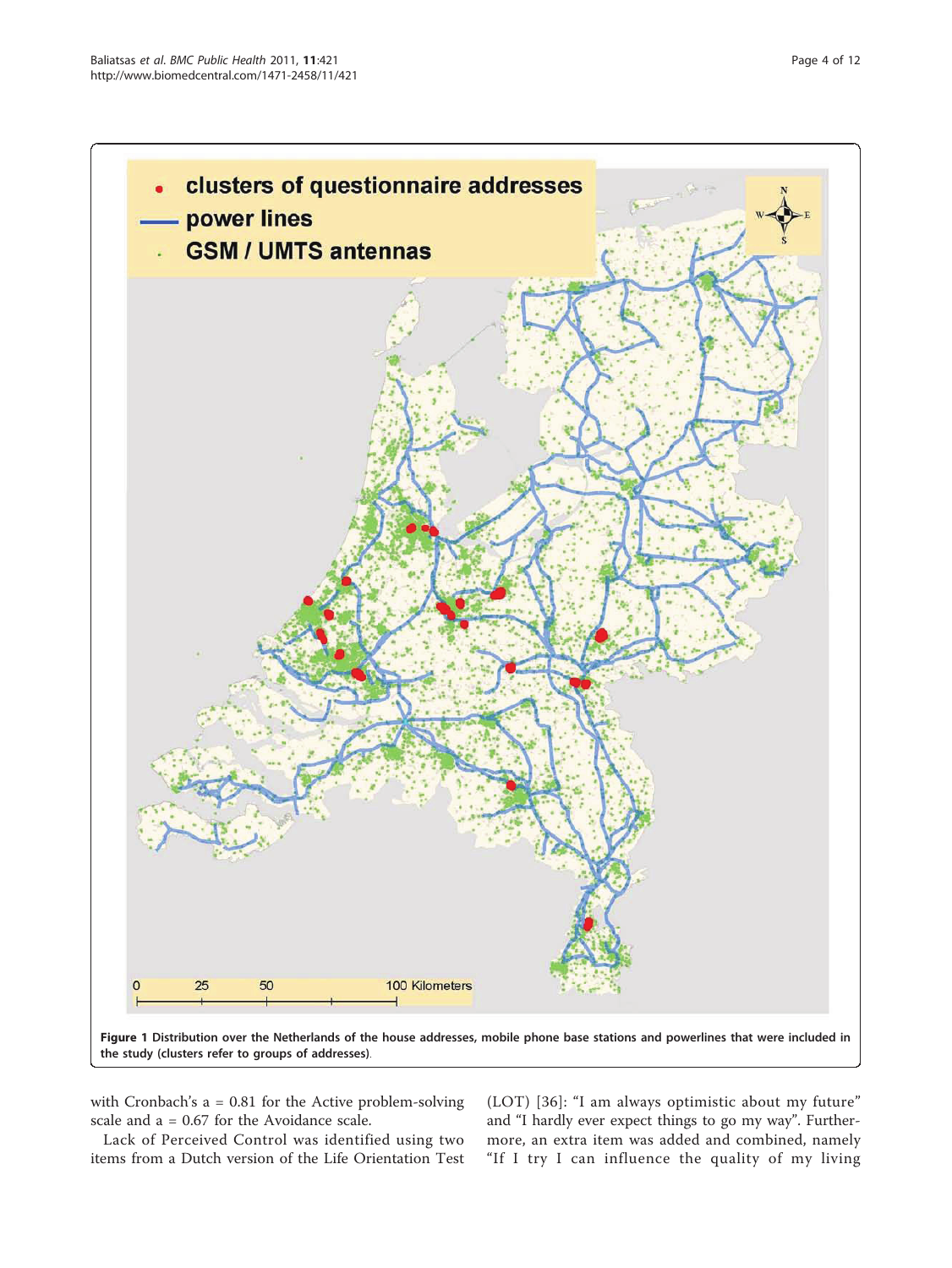Figure 1 Distribution over the Netherlands of the house addresses, mobile phone base stations and powerlines that were included in the study (clusters refer to groups of addresses).

with Cronbach's a = 0.81 for the Active problem-solving scale and a = 0.67 for the Avoidance scale.

Lack of Perceived Control was identified using two items from a Dutch version of the Life Orientation Test (LOT) [36]: "I am always optimistic about my future" and "I hardly ever expect things to go my way". Furthermore, an extra item was added and combined, namely "If I try I can influence the quality of my living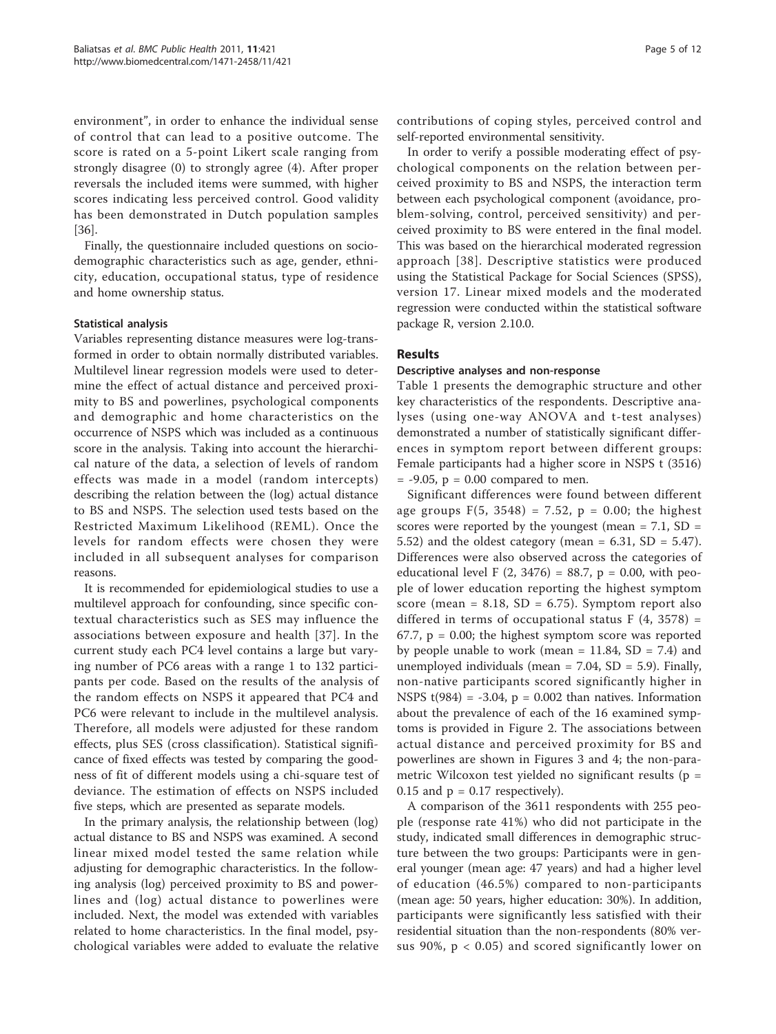environment", in order to enhance the individual sense of control that can lead to a positive outcome. The score is rated on a 5-point Likert scale ranging from strongly disagree (0) to strongly agree (4). After proper reversals the included items were summed, with higher scores indicating less perceived control. Good validity has been demonstrated in Dutch population samples [36].

Finally, the questionnaire included questions on socio-demographic characteristics such as age, gender, ethnicity, education, occupational status, type of residence and home ownership status.

#### Statistical analysis

Variables representing distance measures were log-transformed in order to obtain normally distributed variables. Multilevel linear regression models were used to determine the effect of actual distance and perceived proximity to BS and powerlines, psychological components and demographic and home characteristics on the occurrence of NSPS which was included as a continuous score in the analysis. Taking into account the hierarchical nature of the data, a selection of levels of random effects was made in a model (random intercepts) describing the relation between the (log) actual distance to BS and NSPS. The selection used tests based on the Restricted Maximum Likelihood (REML). Once the levels for random effects were chosen they were included in all subsequent analyses for comparison reasons.

It is recommended for epidemiological studies to use a multilevel approach for confounding, since specific contextual characteristics such as SES may influence the associations between exposure and health [37]. In the current study each PC4 level contains a large but varying number of PC6 areas with a range 1 to 132 participants per code. Based on the results of the analysis of the random effects on NSPS it appeared that PC4 and PC6 were relevant to include in the multilevel analysis. Therefore, all models were adjusted for these random effects, plus SES (cross classification). Statistical significance of fixed effects was tested by comparing the goodness of fit of different models using a chi-square test of deviance. The estimation of effects on NSPS included five steps, which are presented as separate models.

In the primary analysis, the relationship between (log) actual distance to BS and NSPS was examined. A second linear mixed model tested the same relation while adjusting for demographic characteristics. In the following analysis (log) perceived proximity to BS and powerlines and (log) actual distance to powerlines were included. Next, the model was extended with variables related to home characteristics. In the final model, psychological variables were added to evaluate the relative contributions of coping styles, perceived control and self-reported environmental sensitivity.

In order to verify a possible moderating effect of psychological components on the relation between perceived proximity to BS and NSPS, the interaction term between each psychological component (avoidance, problem-solving, control, perceived sensitivity) and perceived proximity to BS were entered in the final model. This was based on the hierarchical moderated regression approach [38]. Descriptive statistics were produced using the Statistical Package for Social Sciences (SPSS), version 17. Linear mixed models and the moderated regression were conducted within the statistical software package R, version 2.10.0.

## Results

#### Descriptive analyses and non-response

Table 1 presents the demographic structure and other key characteristics of the respondents. Descriptive analyses (using one-way ANOVA and t-test analyses) demonstrated a number of statistically significant differences in symptom report between different groups: Female participants had a higher score in NSPS $t(3516) = -9.05$, $p = 0.00$ compared to men.

Significant differences were found between different age groups $F(5, 3548) = 7.52$, $p = 0.00$; the highest scores were reported by the youngest (mean = 7.1, SD = 5.52) and the oldest category (mean = 6.31, SD = 5.47). Differences were also observed across the categories of educational level $F(2, 3476) = 88.7$, $p = 0.00$, with people of lower education reporting the highest symptom score (mean = 8.18, SD = 6.75). Symptom report also differed in terms of occupational status $F(4, 3578) = 67.7$, $p = 0.00$; the highest symptom score was reported by people unable to work (mean = 11.84, SD = 7.4) and unemployed individuals (mean = 7.04, SD = 5.9). Finally, non-native participants scored significantly higher in NSPS $t(984) = -3.04$, $p = 0.002$ than natives. Information about the prevalence of each of the 16 examined symptoms is provided in Figure 2. The associations between actual distance and perceived proximity for BS and powerlines are shown in Figures 3 and 4; the non-parametric Wilcoxon test yielded no significant results ($p = 0.15$ and $p = 0.17$ respectively).

A comparison of the 3611 respondents with 255 people (response rate 41%) who did not participate in the study, indicated small differences in demographic structure between the two groups: Participants were in general younger (mean age: 47 years) and had a higher level of education (46.5%) compared to non-participants (mean age: 50 years, higher education: 30%). In addition, participants were significantly less satisfied with their residential situation than the non-respondents (80% versus 90%, $p < 0.05$) and scored significantly lower on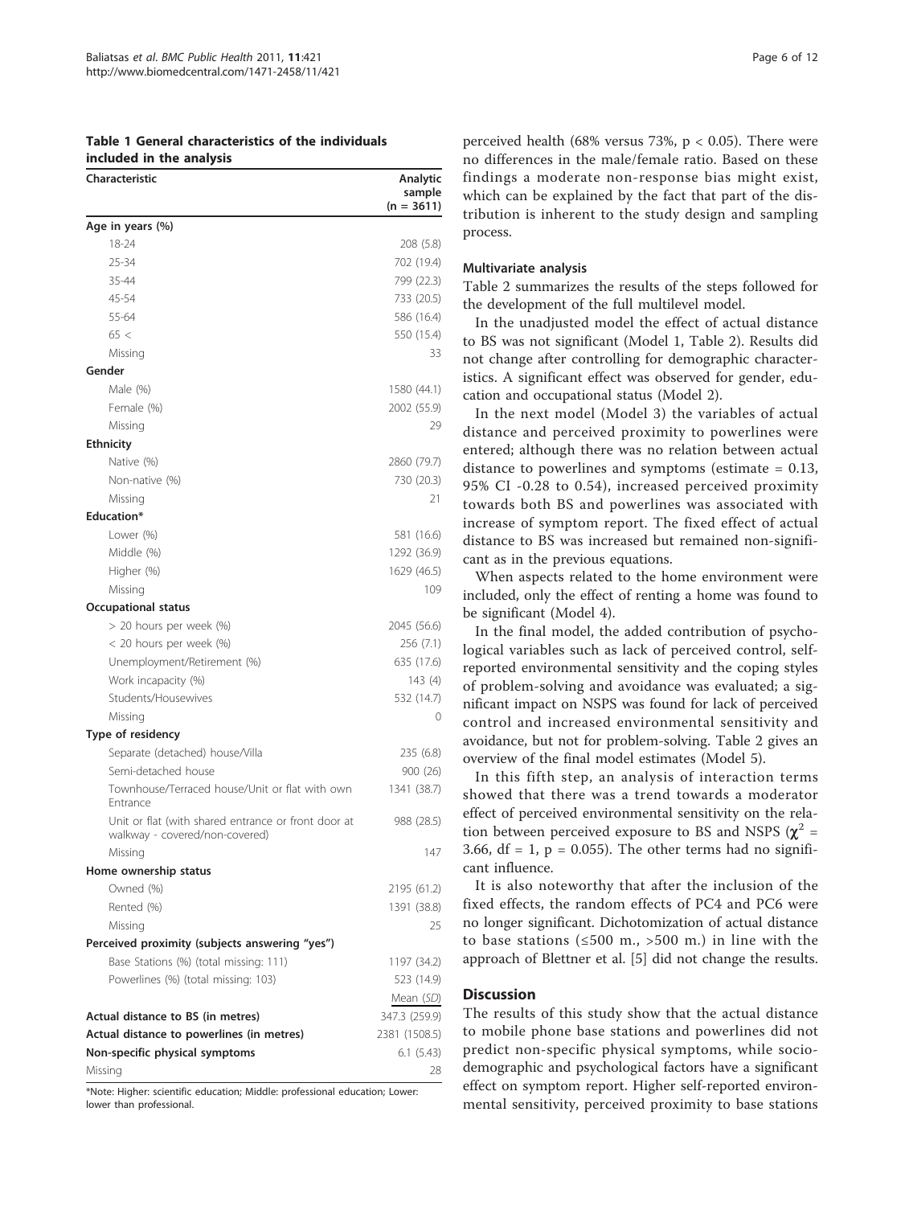**Table 1 General characteristics of the individuals included in the analysis**

| Characteristic | Analytic sample (n = 3611) |
|---|---|
| **Age in years (%)** | |
| 18-24 | 208 (5.8) |
| 25-34 | 702 (19.4) |
| 35-44 | 799 (22.3) |
| 45-54 | 733 (20.5) |
| 55-64 | 586 (16.4) |
| 65 < | 550 (15.4) |
| Missing | 33 |
| **Gender** | |
| Male (%) | 1580 (44.1) |
| Female (%) | 2002 (55.9) |
| Missing | 29 |
| **Ethnicity** | |
| Native (%) | 2860 (79.7) |
| Non-native (%) | 730 (20.3) |
| Missing | 21 |
| **Education*** | |
| Lower (%) | 581 (16.6) |
| Middle (%) | 1292 (36.9) |
| Higher (%) | 1629 (46.5) |
| Missing | 109 |
| **Occupational status** | |
| > 20 hours per week (%) | 2045 (56.6) |
| < 20 hours per week (%) | 256 (7.1) |
| Unemployment/Retirement (%) | 635 (17.6) |
| Work incapacity (%) | 143 (4) |
| Students/Housewives | 532 (14.7) |
| Missing | 0 |
| **Type of residency** | |
| Separate (detached) house/Villa | 235 (6.8) |
| Semi-detached house | 900 (26) |
| Townhouse/Terraced house/Unit or flat with own Entrance | 1341 (38.7) |
| Unit or flat (with shared entrance or front door at walkway - covered/non-covered) | 988 (28.5) |
| Missing | 147 |
| **Home ownership status** | |
| Owned (%) | 2195 (61.2) |
| Rented (%) | 1391 (38.8) |
| Missing | 25 |
| **Perceived proximity (subjects answering "yes")** | |
| Base Stations (%) (total missing: 111) | 1197 (34.2) |
| Powerlines (%) (total missing: 103) | 523 (14.9) |
| | *Mean (SD)* |
| **Actual distance to BS (in metres)** | 347.3 (259.9) |
| **Actual distance to powerlines (in metres)** | 2381 (1508.5) |
| **Non-specific physical symptoms** | 6.1 (5.43) |
| Missing | 28 |

*Note: Higher: scientific education; Middle: professional education; Lower: lower than professional.

perceived health (68% versus 73%, $p < 0.05$). There were no differences in the male/female ratio. Based on these findings a moderate non-response bias might exist, which can be explained by the fact that part of the distribution is inherent to the study design and sampling process.

### Multivariate analysis

Table 2 summarizes the results of the steps followed for the development of the full multilevel model.

In the unadjusted model the effect of actual distance to BS was not significant (Model 1, Table 2). Results did not change after controlling for demographic characteristics. A significant effect was observed for gender, education and occupational status (Model 2).

In the next model (Model 3) the variables of actual distance and perceived proximity to powerlines were entered; although there was no relation between actual distance to powerlines and symptoms (estimate = 0.13, 95% CI -0.28 to 0.54), increased perceived proximity towards both BS and powerlines was associated with increase of symptom report. The fixed effect of actual distance to BS was increased but remained non-significant as in the previous equations.

When aspects related to the home environment were included, only the effect of renting a home was found to be significant (Model 4).

In the final model, the added contribution of psychological variables such as lack of perceived control, self-reported environmental sensitivity and the coping styles of problem-solving and avoidance was evaluated; a significant impact on NSPS was found for lack of perceived control and increased environmental sensitivity and avoidance, but not for problem-solving. Table 2 gives an overview of the final model estimates (Model 5).

In this fifth step, an analysis of interaction terms showed that there was a trend towards a moderator effect of perceived environmental sensitivity on the relation between perceived exposure to BS and NSPS ($\chi^2$ = 3.66, df = 1, p = 0.055). The other terms had no significant influence.

It is also noteworthy that after the inclusion of the fixed effects, the random effects of PC4 and PC6 were no longer significant. Dichotomization of actual distance to base stations (≤500 m., >500 m.) in line with the approach of Blettner et al. [5] did not change the results.

## Discussion

The results of this study show that the actual distance to mobile phone base stations and powerlines did not predict non-specific physical symptoms, while sociodemographic and psychological factors have a significant effect on symptom report. Higher self-reported environmental sensitivity, perceived proximity to base stations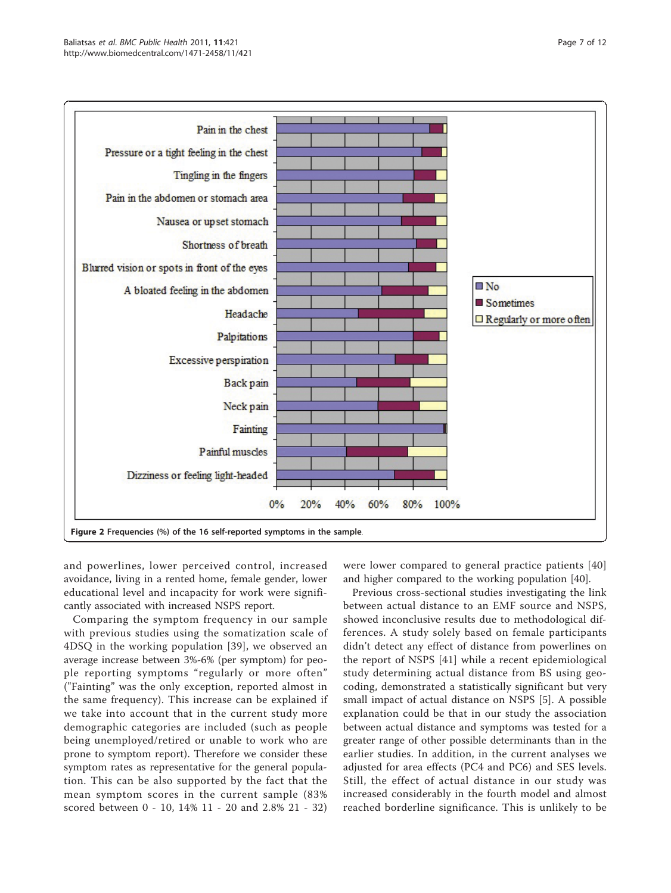Figure 2 Frequencies (%) of the 16 self-reported symptoms in the sample.

and powerlines, lower perceived control, increased avoidance, living in a rented home, female gender, lower educational level and incapacity for work were significantly associated with increased NSPS report.

Comparing the symptom frequency in our sample with previous studies using the somatization scale of 4DSQ in the working population [39], we observed an average increase between 3%-6% (per symptom) for people reporting symptoms "regularly or more often" ("Fainting" was the only exception, reported almost in the same frequency). This increase can be explained if we take into account that in the current study more demographic categories are included (such as people being unemployed/retired or unable to work who are prone to symptom report). Therefore we consider these symptom rates as representative for the general population. This can be also supported by the fact that the mean symptom scores in the current sample (83% scored between 0 - 10, 14% 11 - 20 and 2.8% 21 - 32) were lower compared to general practice patients [40] and higher compared to the working population [40].

Previous cross-sectional studies investigating the link between actual distance to an EMF source and NSPS, showed inconclusive results due to methodological differences. A study solely based on female participants didn't detect any effect of distance from powerlines on the report of NSPS [41] while a recent epidemiological study determining actual distance from BS using geocoding, demonstrated a statistically significant but very small impact of actual distance on NSPS [5]. A possible explanation could be that in our study the association between actual distance and symptoms was tested for a greater range of other possible determinants than in the earlier studies. In addition, in the current analyses we adjusted for area effects (PC4 and PC6) and SES levels. Still, the effect of actual distance in our study was increased considerably in the fourth model and almost reached borderline significance. This is unlikely to be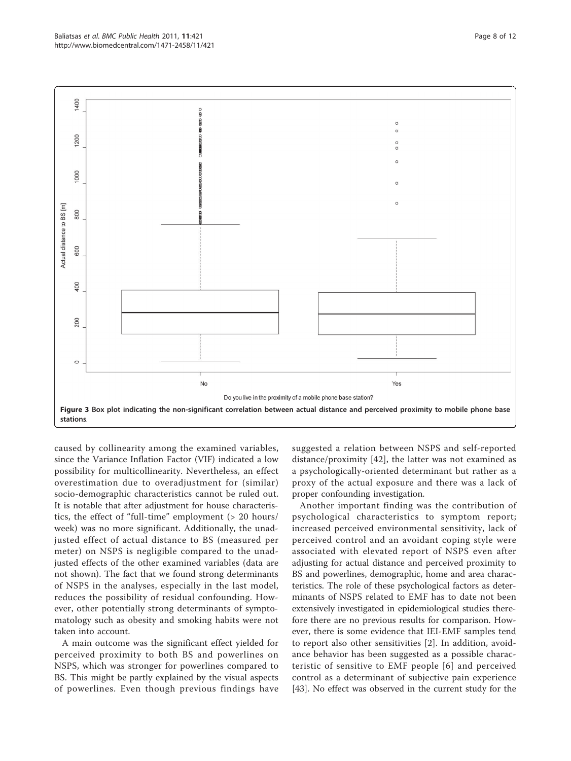Actual distance to BS [m]

0
200
400
600
800
1000
1200
1400

No
Yes

Do you live in the proximity of a mobile phone base station?

**Figure 3 Box plot indicating the non-significant correlation between actual distance and perceived proximity to mobile phone base stations**.

caused by collinearity among the examined variables, since the Variance Inflation Factor (VIF) indicated a low possibility for multicollinearity. Nevertheless, an effect overestimation due to overadjustment for (similar) socio-demographic characteristics cannot be ruled out. It is notable that after adjustment for house characteristics, the effect of "full-time" employment (> 20 hours/week) was no more significant. Additionally, the unadjusted effect of actual distance to BS (measured per meter) on NSPS is negligible compared to the unadjusted effects of the other examined variables (data are not shown). The fact that we found strong determinants of NSPS in the analyses, especially in the last model, reduces the possibility of residual confounding. However, other potentially strong determinants of symptomatology such as obesity and smoking habits were not taken into account.

A main outcome was the significant effect yielded for perceived proximity to both BS and powerlines on NSPS, which was stronger for powerlines compared to BS. This might be partly explained by the visual aspects of powerlines. Even though previous findings have suggested a relation between NSPS and self-reported distance/proximity [42], the latter was not examined as a psychologically-oriented determinant but rather as a proxy of the actual exposure and there was a lack of proper confounding investigation.

Another important finding was the contribution of psychological characteristics to symptom report; increased perceived environmental sensitivity, lack of perceived control and an avoidant coping style were associated with elevated report of NSPS even after adjusting for actual distance and perceived proximity to BS and powerlines, demographic, home and area characteristics. The role of these psychological factors as determinants of NSPS related to EMF has to date not been extensively investigated in epidemiological studies therefore there are no previous results for comparison. However, there is some evidence that IEI-EMF samples tend to report also other sensitivities [2]. In addition, avoidance behavior has been suggested as a possible characteristic of sensitive to EMF people [6] and perceived control as a determinant of subjective pain experience [43]. No effect was observed in the current study for the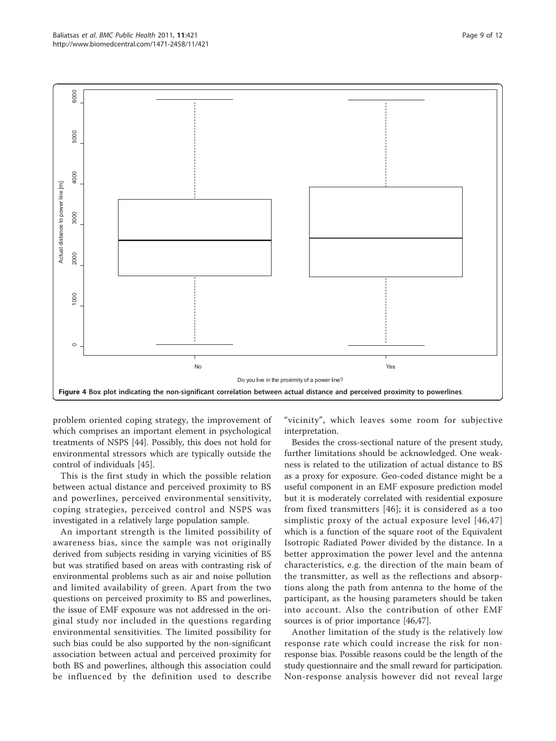6000
5000
4000
3000
2000
1000
0

Actual distance to power line [m]

No
Yes

Do you live in the proximity of a power line?

**Figure 4 Box plot indicating the non-significant correlation between actual distance and perceived proximity to powerlines**.

problem oriented coping strategy, the improvement of which comprises an important element in psychological treatments of NSPS [44]. Possibly, this does not hold for environmental stressors which are typically outside the control of individuals [45].

This is the first study in which the possible relation between actual distance and perceived proximity to BS and powerlines, perceived environmental sensitivity, coping strategies, perceived control and NSPS was investigated in a relatively large population sample.

An important strength is the limited possibility of awareness bias, since the sample was not originally derived from subjects residing in varying vicinities of BS but was stratified based on areas with contrasting risk of environmental problems such as air and noise pollution and limited availability of green. Apart from the two questions on perceived proximity to BS and powerlines, the issue of EMF exposure was not addressed in the original study nor included in the questions regarding environmental sensitivities. The limited possibility for such bias could be also supported by the non-significant association between actual and perceived proximity for both BS and powerlines, although this association could be influenced by the definition used to describe "vicinity", which leaves some room for subjective interpretation.

Besides the cross-sectional nature of the present study, further limitations should be acknowledged. One weakness is related to the utilization of actual distance to BS as a proxy for exposure. Geo-coded distance might be a useful component in an EMF exposure prediction model but it is moderately correlated with residential exposure from fixed transmitters [46]; it is considered as a too simplistic proxy of the actual exposure level [46,47] which is a function of the square root of the Equivalent Isotropic Radiated Power divided by the distance. In a better approximation the power level and the antenna characteristics, e.g. the direction of the main beam of the transmitter, as well as the reflections and absorptions along the path from antenna to the home of the participant, as the housing parameters should be taken into account. Also the contribution of other EMF sources is of prior importance [46,47].

Another limitation of the study is the relatively low response rate which could increase the risk for non-response bias. Possible reasons could be the length of the study questionnaire and the small reward for participation. Non-response analysis however did not reveal large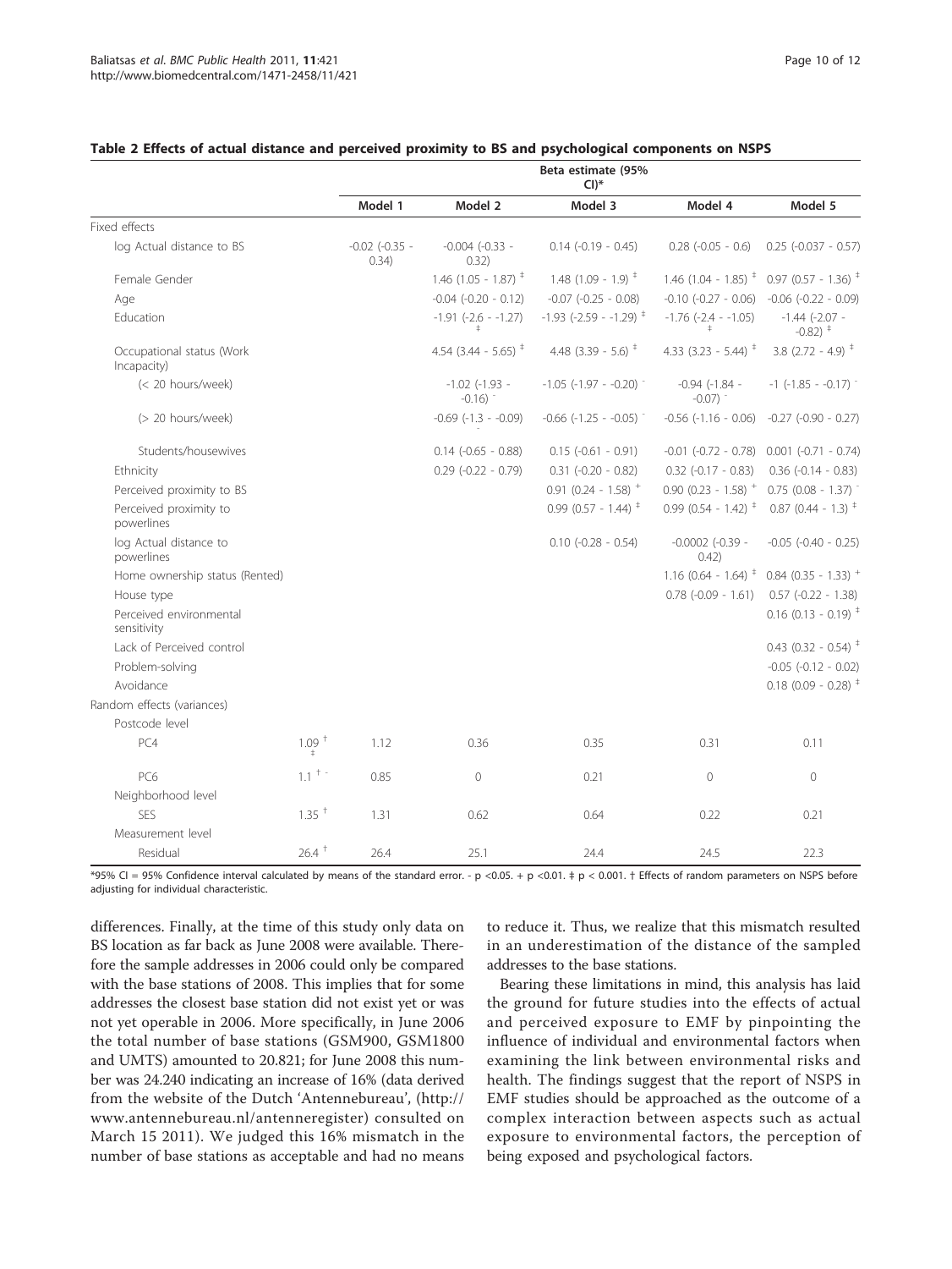**Table 2 Effects of actual distance and perceived proximity to BS and psychological components on NSPS**

| | | Beta estimate (95% CI)* | | | | |
|---|---|---|---|---|---|---|
| | | Model 1 | Model 2 | Model 3 | Model 4 | Model 5 |
| Fixed effects | | | | | | |
| log Actual distance to BS | | -0.02 (-0.35 - 0.34) | -0.004 (-0.33 - 0.32) | 0.14 (-0.19 - 0.45) | 0.28 (-0.05 - 0.6) | 0.25 (-0.037 - 0.57) |
| Female Gender | | | 1.46 (1.05 - 1.87) ‡ | 1.48 (1.09 - 1.9) ‡ | 1.46 (1.04 - 1.85) ‡ | 0.97 (0.57 - 1.36) ‡ |
| Age | | | -0.04 (-0.20 - 0.12) | -0.07 (-0.25 - 0.08) | -0.10 (-0.27 - 0.06) | -0.06 (-0.22 - 0.09) |
| Education | | | -1.91 (-2.6 - -1.27) ‡ | -1.93 (-2.59 - -1.29) ‡ | -1.76 (-2.4 - -1.05) ‡ | -1.44 (-2.07 - -0.82) ‡ |
| Occupational status (Work Incapacity) | | | 4.54 (3.44 - 5.65) ‡ | 4.48 (3.39 - 5.6) ‡ | 4.33 (3.23 - 5.44) ‡ | 3.8 (2.72 - 4.9) ‡ |
| (< 20 hours/week) | | | -1.02 (-1.93 - -0.16) - | -1.05 (-1.97 - -0.20) - | -0.94 (-1.84 - -0.07) - | -1 (-1.85 - -0.17) - |
| (> 20 hours/week) | | | -0.69 (-1.3 - -0.09) - | -0.66 (-1.25 - -0.05) - | -0.56 (-1.16 - 0.06) | -0.27 (-0.90 - 0.27) |
| Students/housewives | | | 0.14 (-0.65 - 0.88) | 0.15 (-0.61 - 0.91) | -0.01 (-0.72 - 0.78) | 0.001 (-0.71 - 0.74) |
| Ethnicity | | | 0.29 (-0.22 - 0.79) | 0.31 (-0.20 - 0.82) | 0.32 (-0.17 - 0.83) | 0.36 (-0.14 - 0.83) |
| Perceived proximity to BS | | | | 0.91 (0.24 - 1.58) + | 0.90 (0.23 - 1.58) + | 0.75 (0.08 - 1.37) - |
| Perceived proximity to powerlines | | | | 0.99 (0.57 - 1.44) ‡ | 0.99 (0.54 - 1.42) ‡ | 0.87 (0.44 - 1.3) ‡ |
| log Actual distance to powerlines | | | | 0.10 (-0.28 - 0.54) | -0.0002 (-0.39 - 0.42) | -0.05 (-0.40 - 0.25) |
| Home ownership status (Rented) | | | | | 1.16 (0.64 - 1.64) ‡ | 0.84 (0.35 - 1.33) + |
| House type | | | | | 0.78 (-0.09 - 1.61) | 0.57 (-0.22 - 1.38) |
| Perceived environmental sensitivity | | | | | | 0.16 (0.13 - 0.19) ‡ |
| Lack of Perceived control | | | | | | 0.43 (0.32 - 0.54) ‡ |
| Problem-solving | | | | | | -0.05 (-0.12 - 0.02) |
| Avoidance | | | | | | 0.18 (0.09 - 0.28) ‡ |
| Random effects (variances) | | | | | | |
| Postcode level | | | | | | |
| PC4 | 1.09 † ‡ | 1.12 | 0.36 | 0.35 | 0.31 | 0.11 |
| PC6 | 1.1 † - | 0.85 | 0 | 0.21 | 0 | 0 |
| Neighborhood level | | | | | | |
| SES | 1.35 † | 1.31 | 0.62 | 0.64 | 0.22 | 0.21 |
| Measurement level | | | | | | |
| Residual | 26.4 † | 26.4 | 25.1 | 24.4 | 24.5 | 22.3 |

*95% CI = 95% Confidence interval calculated by means of the standard error. - p <0.05. + p <0.01. ‡ p < 0.001. † Effects of random parameters on NSPS before adjusting for individual characteristic.

differences. Finally, at the time of this study only data on BS location as far back as June 2008 were available. Therefore the sample addresses in 2006 could only be compared with the base stations of 2008. This implies that for some addresses the closest base station did not exist yet or was not yet operable in 2006. More specifically, in June 2006 the total number of base stations (GSM900, GSM1800 and UMTS) amounted to 20.821; for June 2008 this number was 24.240 indicating an increase of 16% (data derived from the website of the Dutch 'Antennebureau', (http://www.antennebureau.nl/antenneregister) consulted on March 15 2011). We judged this 16% mismatch in the number of base stations as acceptable and had no means to reduce it. Thus, we realize that this mismatch resulted in an underestimation of the distance of the sampled addresses to the base stations.

Bearing these limitations in mind, this analysis has laid the ground for future studies into the effects of actual and perceived exposure to EMF by pinpointing the influence of individual and environmental factors when examining the link between environmental risks and health. The findings suggest that the report of NSPS in EMF studies should be approached as the outcome of a complex interaction between aspects such as actual exposure to environmental factors, the perception of being exposed and psychological factors.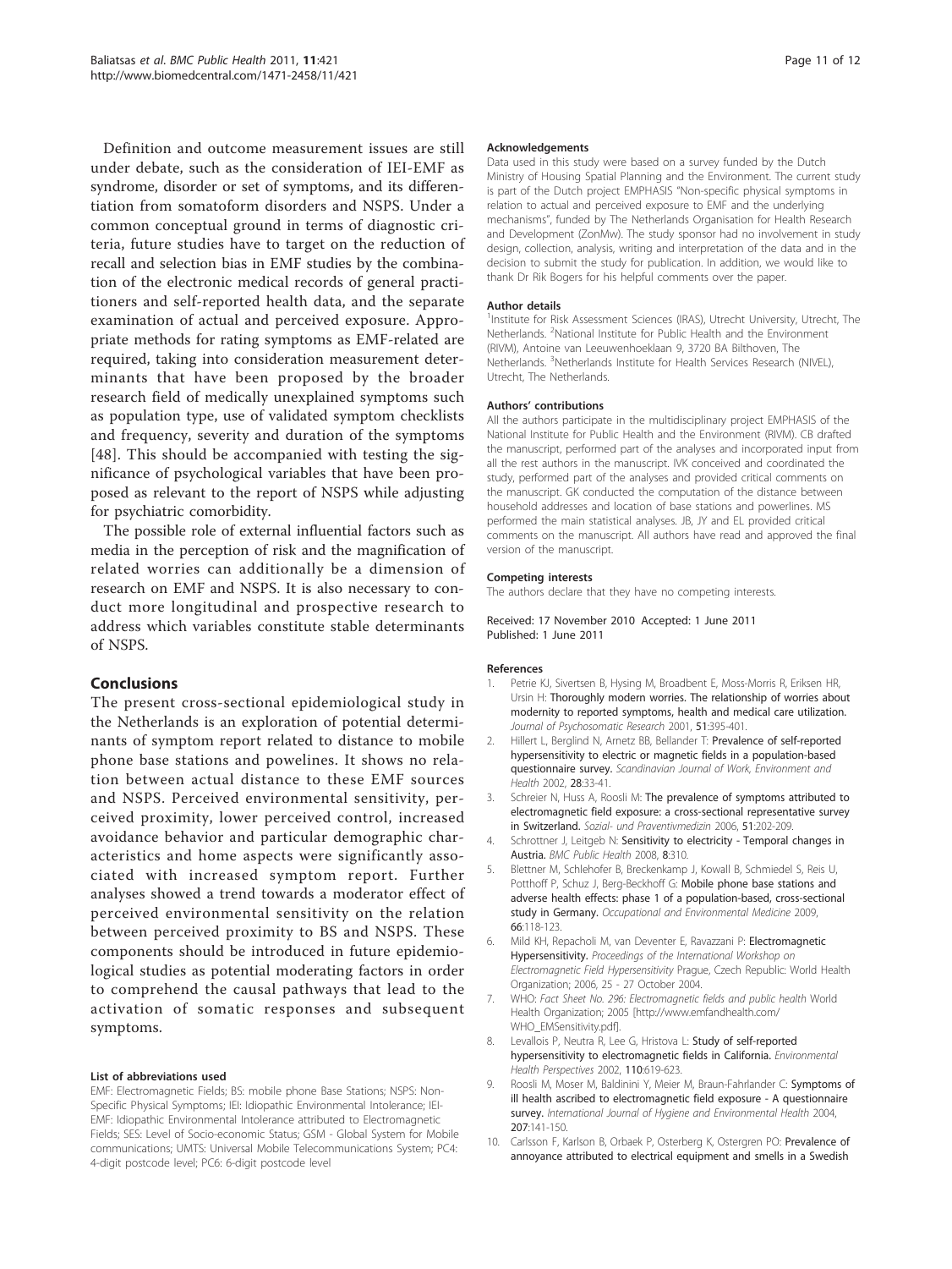Definition and outcome measurement issues are still under debate, such as the consideration of IEI-EMF as syndrome, disorder or set of symptoms, and its differentiation from somatoform disorders and NSPS. Under a common conceptual ground in terms of diagnostic criteria, future studies have to target on the reduction of recall and selection bias in EMF studies by the combination of the electronic medical records of general practitioners and self-reported health data, and the separate examination of actual and perceived exposure. Appropriate methods for rating symptoms as EMF-related are required, taking into consideration measurement determinants that have been proposed by the broader research field of medically unexplained symptoms such as population type, use of validated symptom checklists and frequency, severity and duration of the symptoms [48]. This should be accompanied with testing the significance of psychological variables that have been proposed as relevant to the report of NSPS while adjusting for psychiatric comorbidity.

The possible role of external influential factors such as media in the perception of risk and the magnification of related worries can additionally be a dimension of research on EMF and NSPS. It is also necessary to conduct more longitudinal and prospective research to address which variables constitute stable determinants of NSPS.

## Conclusions

The present cross-sectional epidemiological study in the Netherlands is an exploration of potential determinants of symptom report related to distance to mobile phone base stations and powelines. It shows no relation between actual distance to these EMF sources and NSPS. Perceived environmental sensitivity, perceived proximity, lower perceived control, increased avoidance behavior and particular demographic characteristics and home aspects were significantly associated with increased symptom report. Further analyses showed a trend towards a moderator effect of perceived environmental sensitivity on the relation between perceived proximity to BS and NSPS. These components should be introduced in future epidemiological studies as potential moderating factors in order to comprehend the causal pathways that lead to the activation of somatic responses and subsequent symptoms.

#### List of abbreviations used

EMF: Electromagnetic Fields; BS: mobile phone Base Stations; NSPS: Non-Specific Physical Symptoms; IEI: Idiopathic Environmental Intolerance; IEI-EMF: Idiopathic Environmental Intolerance attributed to Electromagnetic Fields; SES: Level of Socio-economic Status; GSM - Global System for Mobile communications; UMTS: Universal Mobile Telecommunications System; PC4: 4-digit postcode level; PC6: 6-digit postcode level

#### Acknowledgements

Data used in this study were based on a survey funded by the Dutch Ministry of Housing Spatial Planning and the Environment. The current study is part of the Dutch project EMPHASIS "Non-specific physical symptoms in relation to actual and perceived exposure to EMF and the underlying mechanisms", funded by The Netherlands Organisation for Health Research and Development (ZonMw). The study sponsor had no involvement in study design, collection, analysis, writing and interpretation of the data and in the decision to submit the study for publication. In addition, we would like to thank Dr Rik Bogers for his helpful comments over the paper.

#### Author details

[1]Institute for Risk Assessment Sciences (IRAS), Utrecht University, Utrecht, The Netherlands. [2]National Institute for Public Health and the Environment (RIVM), Antoine van Leeuwenhoeklaan 9, 3720 BA Bilthoven, The Netherlands. [3]Netherlands Institute for Health Services Research (NIVEL), Utrecht, The Netherlands.

#### Authors' contributions

All the authors participate in the multidisciplinary project EMPHASIS of the National Institute for Public Health and the Environment (RIVM). CB drafted the manuscript, performed part of the analyses and incorporated input from all the rest authors in the manuscript. IVK conceived and coordinated the study, performed part of the analyses and provided critical comments on the manuscript. GK conducted the computation of the distance between household addresses and location of base stations and powerlines. MS performed the main statistical analyses. JB, JY and EL provided critical comments on the manuscript. All authors have read and approved the final version of the manuscript.

#### Competing interests

The authors declare that they have no competing interests.

Received: 17 November 2010 Accepted: 1 June 2011
Published: 1 June 2011

#### References

1. Petrie KJ, Sivertsen B, Hysing M, Broadbent E, Moss-Morris R, Eriksen HR, Ursin H: Thoroughly modern worries. The relationship of worries about modernity to reported symptoms, health and medical care utilization. *Journal of Psychosomatic Research* 2001, 51:395-401.
2. Hillert L, Berglind N, Arnetz BB, Bellander T: Prevalence of self-reported hypersensitivity to electric or magnetic fields in a population-based questionnaire survey. *Scandinavian Journal of Work, Environment and Health* 2002, 28:33-41.
3. Schreier N, Huss A, Roosli M: The prevalence of symptoms attributed to electromagnetic field exposure: a cross-sectional representative survey in Switzerland. *Sozial- und Praventivmedizin* 2006, 51:202-209.
4. Schrottner J, Leitgeb N: Sensitivity to electricity - Temporal changes in Austria. *BMC Public Health* 2008, 8:310.
5. Blettner M, Schlehofer B, Breckenkamp J, Kowall B, Schmiedel S, Reis U, Potthoff P, Schuz J, Berg-Beckhoff G: Mobile phone base stations and adverse health effects: phase 1 of a population-based, cross-sectional study in Germany. *Occupational and Environmental Medicine* 2009, 66:118-123.
6. Mild KH, Repacholi M, van Deventer E, Ravazzani P: Electromagnetic Hypersensitivity. *Proceedings of the International Workshop on Electromagnetic Field Hypersensitivity* Prague, Czech Republic: World Health Organization; 2006, 25 - 27 October 2004.
7. WHO: *Fact Sheet No. 296: Electromagnetic fields and public health* World Health Organization; 2005 [http://www.emfandhealth.com/WHO_EMSensitivity.pdf].
8. Levallois P, Neutra R, Lee G, Hristova L: Study of self-reported hypersensitivity to electromagnetic fields in California. *Environmental Health Perspectives* 2002, 110:619-623.
9. Roosli M, Moser M, Baldinini Y, Meier M, Braun-Fahrlander C: Symptoms of ill health ascribed to electromagnetic field exposure - A questionnaire survey. *International Journal of Hygiene and Environmental Health* 2004, 207:141-150.
10. Carlsson F, Karlson B, Orbaek P, Osterberg K, Ostergren PO: Prevalence of annoyance attributed to electrical equipment and smells in a Swedish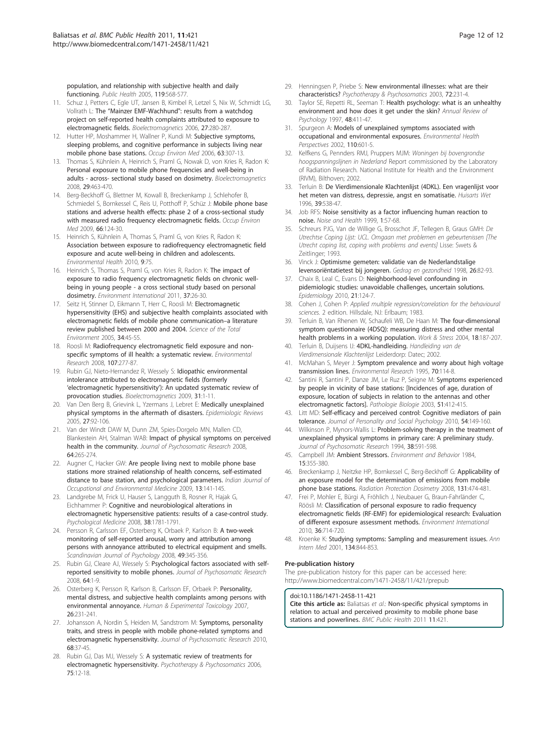population, and relationship with subjective health and daily functioning. *Public Health* 2005, **119**:568-577.

11. Schuz J, Petters C, Egle UT, Jansen B, Kimbel R, Letzel S, Nix W, Schmidt LG, Vollrath L: **The "Mainzer EMF-Wachhund": results from a watchdog project on self-reported health complaints attributed to exposure to electromagnetic fields.** *Bioelectromagnetics* 2006, **27**:280-287.
12. Hutter HP, Moshammer H, Wallner P, Kundi M: **Subjective symptoms, sleeping problems, and cognitive performance in subjects living near mobile phone base stations.** *Occup Environ Med* 2006, **63**:307-13.
13. Thomas S, Kühnlein A, Heinrich S, Praml G, Nowak D, von Kries R, Radon K: **Personal exposure to mobile phone frequencies and well-being in adults - across- sectional study based on dosimetry.** *Bioelectromagnetics* 2008, **29**:463-470.
14. Berg-Beckhoff G, Blettner M, Kowall B, Breckenkamp J, Schlehofer B, Schmiedel S, Bornkessel C, Reis U, Potthoff P, Schüz J: **Mobile phone base stations and adverse health effects: phase 2 of a cross-sectional study with measured radio frequency electromagnetic fields.** *Occup Environ Med* 2009, **66**:124-30.
15. Heinrich S, Kühnlein A, Thomas S, Praml G, von Kries R, Radon K: **Association between exposure to radiofrequency electromagnetic field exposure and acute well-being in children and adolescents.** *Environmental Health* 2010, **9**:75.
16. Heinrich S, Thomas S, Praml G, von Kries R, Radon K: **The impact of exposure to radio frequency electromagnetic fields on chronic well-being in young people - a cross sectional study based on personal dosimetry.** *Environment International* 2011, **37**:26-30.
17. Seitz H, Stinner D, Eikmann T, Herr C, Roosli M: **Electromagnetic hypersensitivity (EHS) and subjective health complaints associated with electromagnetic fields of mobile phone communication–a literature review published between 2000 and 2004.** *Science of the Total Environment* 2005, **34**:45-55.
18. Roosli M: **Radiofrequency electromagnetic field exposure and non-specific symptoms of ill health: a systematic review.** *Environmental Research* 2008, **107**:277-87.
19. Rubin GJ, Nieto-Hernandez R, Wessely S: **Idiopathic environmental intolerance attributed to electromagnetic fields (formerly 'electromagnetic hypersensitivity'): An updated systematic review of provocation studies.** *Bioelectromagnetics* 2009, **31**:1-11.
20. Van Den Berg B, Grievink L, Yzermans J, Lebret E: **Medically unexplained physical symptoms in the aftermath of disasters.** *Epidemiologic Reviews* 2005, **27**:92-106.
21. Van der Windt DAW M, Dunn ZM, Spies-Dorgelo MN, Mallen CD, Blankestein AH, Stalman WAB: **Impact of physical symptoms on perceived health in the community.** *Journal of Psychosomatic Research* 2008, **64**:265-274.
22. Augner C, Hacker GW: **Are people living next to mobile phone base stations more strained relationship of health concerns, self-estimated distance to base station, and psychological parameters.** *Indian Journal of Occupational and Environmental Medicine* 2009, **13**:141-145.
23. Landgrebe M, Frick U, Hauser S, Langguth B, Rosner R, Hajak G, Eichhammer P: **Cognitive and neurobiological alterations in electromagnetic hypersensitive patients: results of a case-control study.** *Psychological Medicine* 2008, **38**:1781-1791.
24. Persson R, Carlsson EF, Osterberg K, Orbaek P, Karlson B: **A two-week monitoring of self-reported arousal, worry and attribution among persons with annoyance attributed to electrical equipment and smells.** *Scandinavian Journal of Psychology* 2008, **49**:345-356.
25. Rubin GJ, Cleare AJ, Wessely S: **Psychological factors associated with self-reported sensitivity to mobile phones.** *Journal of Psychosomatic Research* 2008, **64**:1-9.
26. Osterberg K, Persson R, Karlson B, Carlsson EF, Orbaek P: **Personality, mental distress, and subjective health complaints among persons with environmental annoyance.** *Human & Experimental Toxicology* 2007, **26**:231-241.
27. Johansson A, Nordin S, Heiden M, Sandstrom M: **Symptoms, personality traits, and stress in people with mobile phone-related symptoms and electromagnetic hypersensitivity.** *Journal of Psychosomatic Research* 2010, **68**:37-45.
28. Rubin GJ, Das MJ, Wessely S: **A systematic review of treatments for electromagnetic hypersensitivity.** *Psychotherapy & Psychosomatics* 2006, **75**:12-18.
29. Henningsen P, Priebe S: **New environmental illnesses: what are their characteristics?** *Psychotherapy & Psychosomatics* 2003, **72**:231-4.
30. Taylor SE, Repetti RL, Seeman T: **Health psychology: what is an unhealthy environment and how does it get under the skin?** *Annual Review of Psychology* 1997, **48**:411-47.
31. Spurgeon A: **Models of unexplained symptoms associated with occupational and environmental exposures.** *Environmental Health Perspectives* 2002, **110**:601-5.
32. Kelfkens G, Pennders RMJ, Pruppers MJM: *Woningen bij bovengrondse hoogspanningslijnen in Nederland* Report commissioned by the Laboratory of Radiation Research. National Institute for Health and the Environment (RIVM), Bilthoven; 2002.
33. Terluin B: **De Vierdimensionale Klachtenlijst (4DKL). Een vragenlijst voor het meten van distress, depressie, angst en somatisatie.** *Huisarts Wet* 1996, **39**:538-47.
34. Job RFS: **Noise sensitivity as a factor influencing human reaction to noise.** *Noise and Health* 1999, **1**:57-68.
35. Schreurs PJG, Van de Willige G, Brosschot JF, Tellegen B, Graus GMH: *De Utrechtse Coping Lijst: UCL. Omgaan met problemen en gebeurtenissen [The Utrecht coping list, coping with problems and events]* Lisse: Swets & Zeitlinger; 1993.
36. Vinck J: **Optimisme gemeten: validatie van de Nederlandstalige levensoriëntatietest bij jongeren.** *Gedrag en gezondheid* 1998, **26**:82-93.
37. Chaix B, Leal C, Evans D: **Neighborhood-level confounding in pidemiologic studies: unavoidable challenges, uncertain solutions.** *Epidemiology* 2010, **21**:124-7.
38. Cohen J, Cohen P: *Applied multiple regression/correlation for the behavioural sciences.* 2 edition. Hillsdale, NJ: Erlbaum; 1983.
39. Terluin B, Van Rhenen W, Schaufeli WB, De Haan M: **The four-dimensional symptom questionnaire (4DSQ): measuring distress and other mental health problems in a working population.** *Work & Stress* 2004, **18**:187-207.
40. Terluin B, Duijsens IJ: **4DKL-handleiding.** *Handleiding van de Vierdimensionale Klachtenlijst* Leiderdorp: Datec; 2002.
41. McMahan S, Meyer J: **Symptom prevalence and worry about high voltage transmission lines.** *Environmental Research* 1995, **70**:114-8.
42. Santini R, Santini P, Danze JM, Le Ruz P, Seigne M: **Symptoms experienced by people in vicinity of base stations: [Incidences of age, duration of exposure, location of subjects in relation to the antennas and other electromagnetic factors].** *Pathologie Biologie* 2003, **51**:412-415.
43. Litt MD: **Self-efficacy and perceived control: Cognitive mediators of pain tolerance.** *Journal of Personality and Social Psychology* 2010, **54**:149-160.
44. Wilkinson P, Mynors-Wallis L: **Problem-solving therapy in the treatment of unexplained physical symptoms in primary care: A preliminary study.** *Journal of Psychosomatic Research* 1994, **38**:591-598.
45. Campbell JM: **Ambient Stressors.** *Environment and Behavior* 1984, **15**:355-380.
46. Breckenkamp J, Neitzke HP, Bornkessel C, Berg-Beckhoff G: **Applicability of an exposure model for the determination of emissions from mobile phone base stations.** *Radiation Protection Dosimetry* 2008, **131**:474-481.
47. Frei P, Mohler E, Bürgi A, Fröhlich J, Neubauer G, Braun-Fahrländer C, Röösli M: **Classification of personal exposure to radio frequency electromagnetic fields (RF-EMF) for epidemiological research: Evaluation of different exposure assessment methods.** *Environment International* 2010, **36**:714-720.
48. Kroenke K: **Studying symptoms: Sampling and measurement issues.** *Ann Intern Med* 2001, **134**:844-853.

### Pre-publication history

The pre-publication history for this paper can be accessed here: http://www.biomedcentral.com/1471-2458/11/421/prepub

doi:10.1186/1471-2458-11-421

**Cite this article as:** Baliatsas *et al.*: Non-specific physical symptoms in relation to actual and perceived proximity to mobile phone base stations and powerlines. *BMC Public Health* 2011 **11**:421.